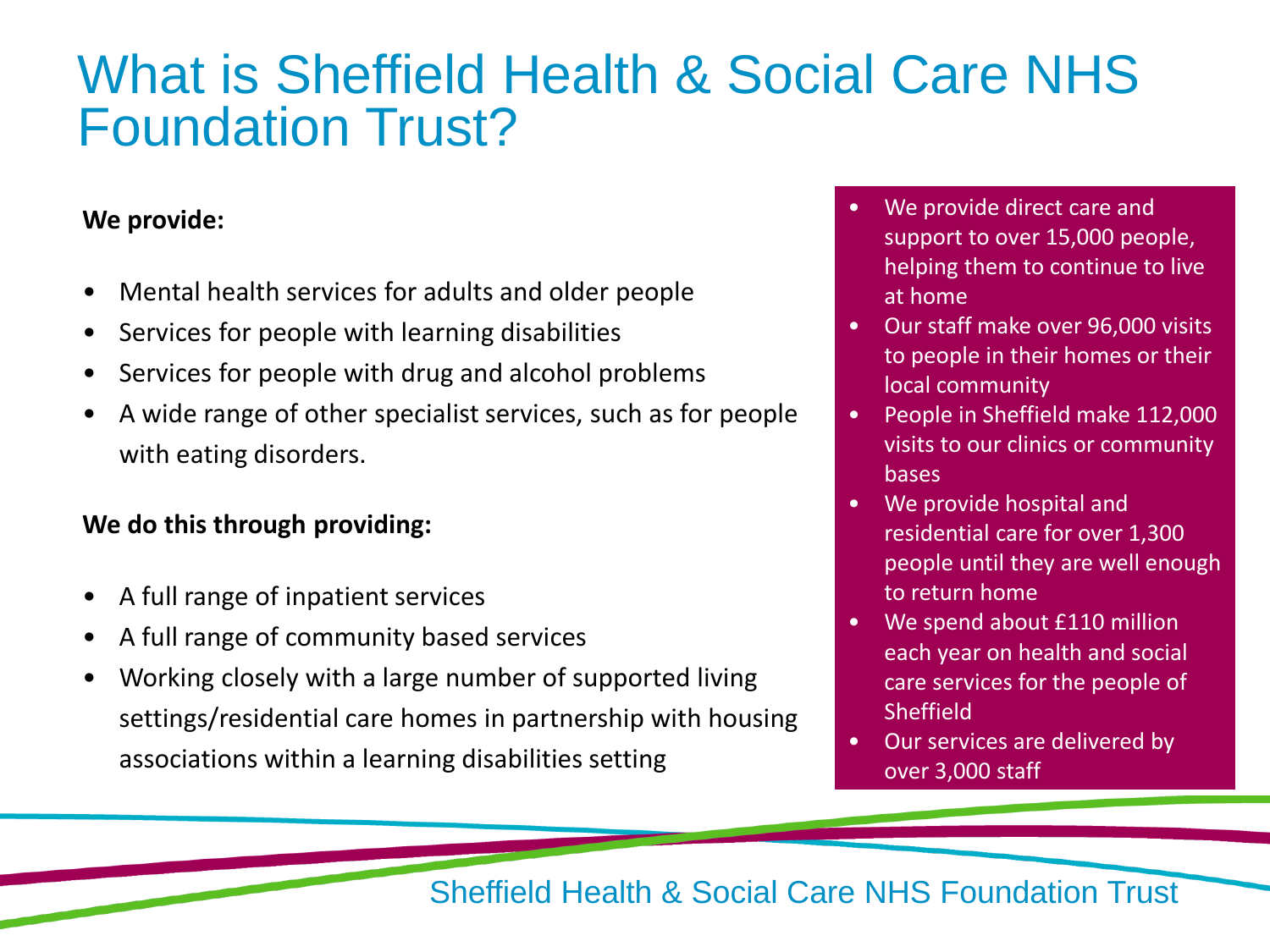# What is Sheffield Health & Social Care NHS Foundation Trust?

**We provide:**

- Mental health services for adults and older people
- Services for people with learning disabilities
- Services for people with drug and alcohol problems
- A wide range of other specialist services, such as for people with eating disorders.

**We do this through providing:**

- A full range of inpatient services
- A full range of community based services
- Working closely with a large number of supported living settings/residential care homes in partnership with housing associations within a learning disabilities setting

- We provide direct care and support to over 15,000 people, helping them to continue to live at home
- Our staff make over 96,000 visits to people in their homes or their local community
- People in Sheffield make 112,000 visits to our clinics or community bases
- We provide hospital and residential care for over 1,300 people until they are well enough to return home
- We spend about £110 million each year on health and social care services for the people of Sheffield
- Our services are delivered by over 3,000 staff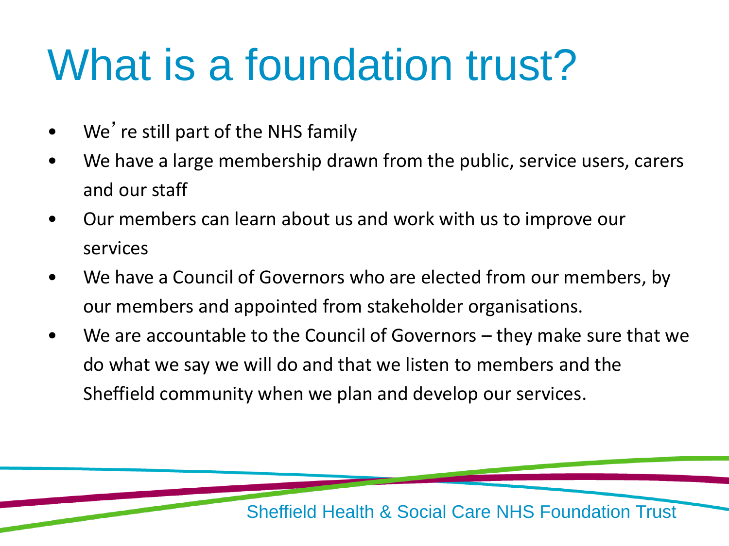# What is a foundation trust?

- We're still part of the NHS family
- We have a large membership drawn from the public, service users, carers and our staff
- Our members can learn about us and work with us to improve our services
- We have a Council of Governors who are elected from our members, by our members and appointed from stakeholder organisations.
- We are accountable to the Council of Governors – they make sure that we do what we say we will do and that we listen to members and the Sheffield community when we plan and develop our services.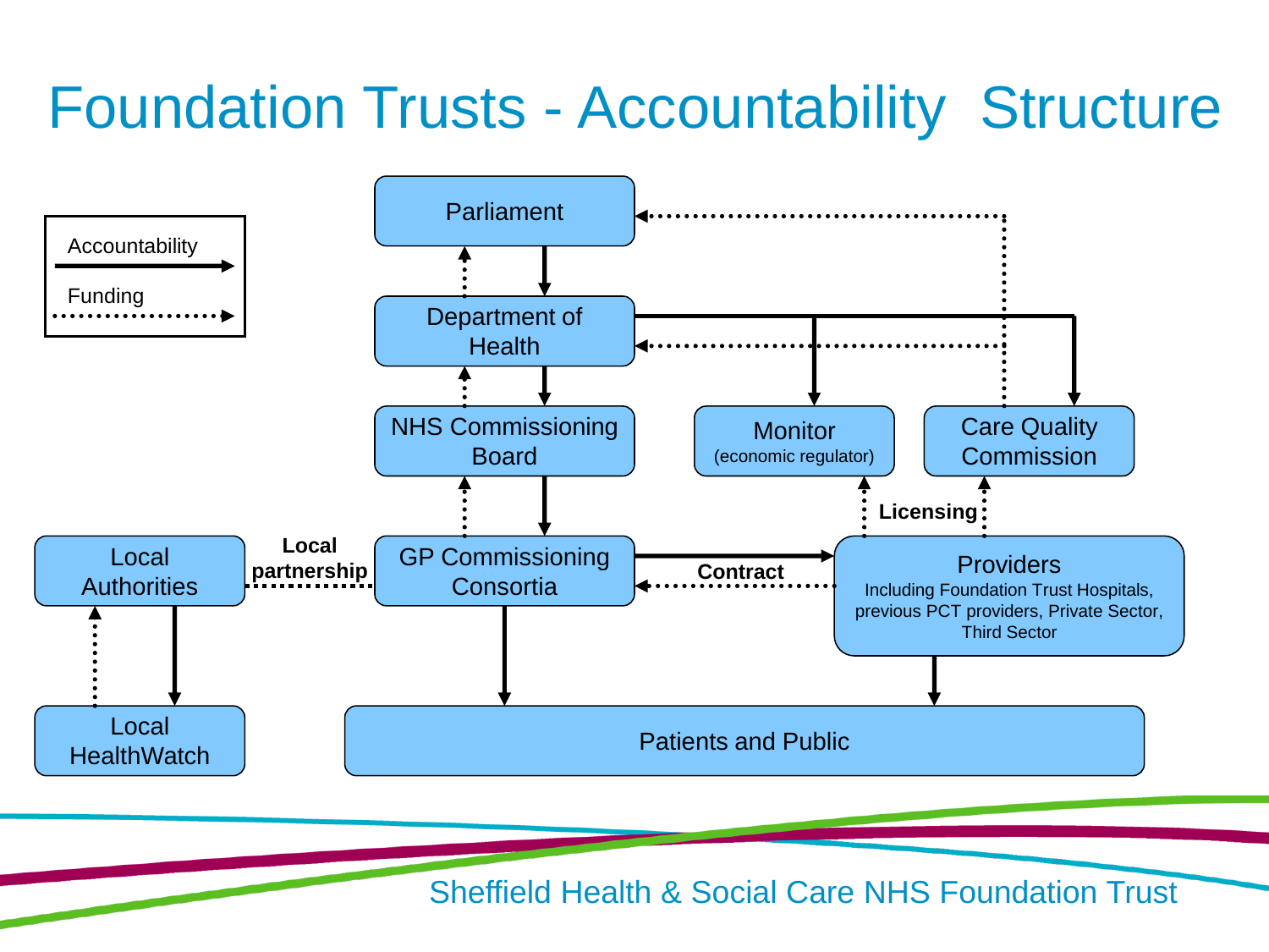# Foundation Trusts - Accountability Structure

Accountability

Funding

Parliament

Department of Health

NHS Commissioning Board

Monitor
(economic regulator)

Care Quality Commission

Licensing

Local Authorities

Local partnership

GP Commissioning Consortia

Contract

Providers
Including Foundation Trust Hospitals, previous PCT providers, Private Sector, Third Sector

Local HealthWatch

Patients and Public

Sheffield Health & Social Care NHS Foundation Trust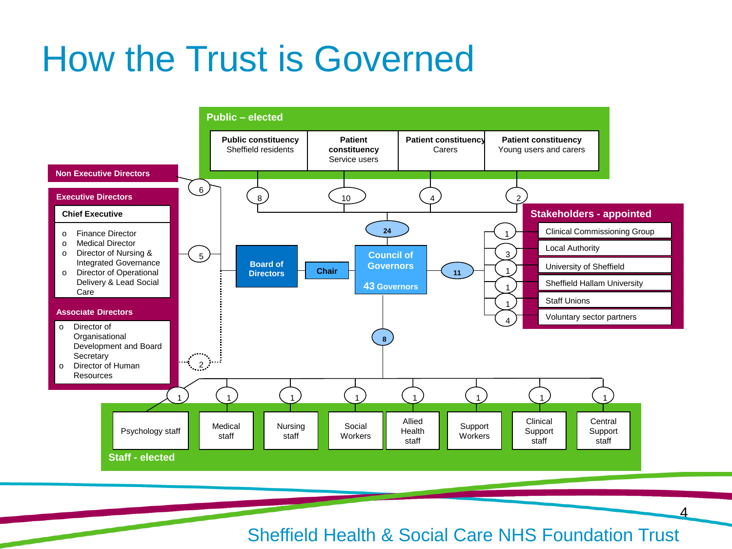# How the Trust is Governed

## Public – elected

- **Public constituency** Sheffield residents — 8
- **Patient constituency** Service users — 10
- **Patient constituency** Carers — 4
- **Patient constituency** Young users and carers — 2

Total public elected: 24

## Non Executive Directors

6

## Executive Directors

5

**Chief Executive**

- Finance Director
- Medical Director
- Director of Nursing & Integrated Governance
- Director of Operational Delivery & Lead Social Care

## Associate Directors

2

- Director of Organisational Development and Board Secretary
- Director of Human Resources

**Board of Directors** — **Chair** — **Council of Governors**

**43 Governors**

## Stakeholders - appointed

11

- Clinical Commissioning Group — 1
- Local Authority — 3
- University of Sheffield — 1
- Sheffield Hallam University — 1
- Staff Unions — 1
- Voluntary sector partners — 4

## Staff - elected

8

- Psychology staff — 1
- Medical staff — 1
- Nursing staff — 1
- Social Workers — 1
- Allied Health staff — 1
- Support Workers — 1
- Clinical Support staff — 1
- Central Support staff — 1

Sheffield Health & Social Care NHS Foundation Trust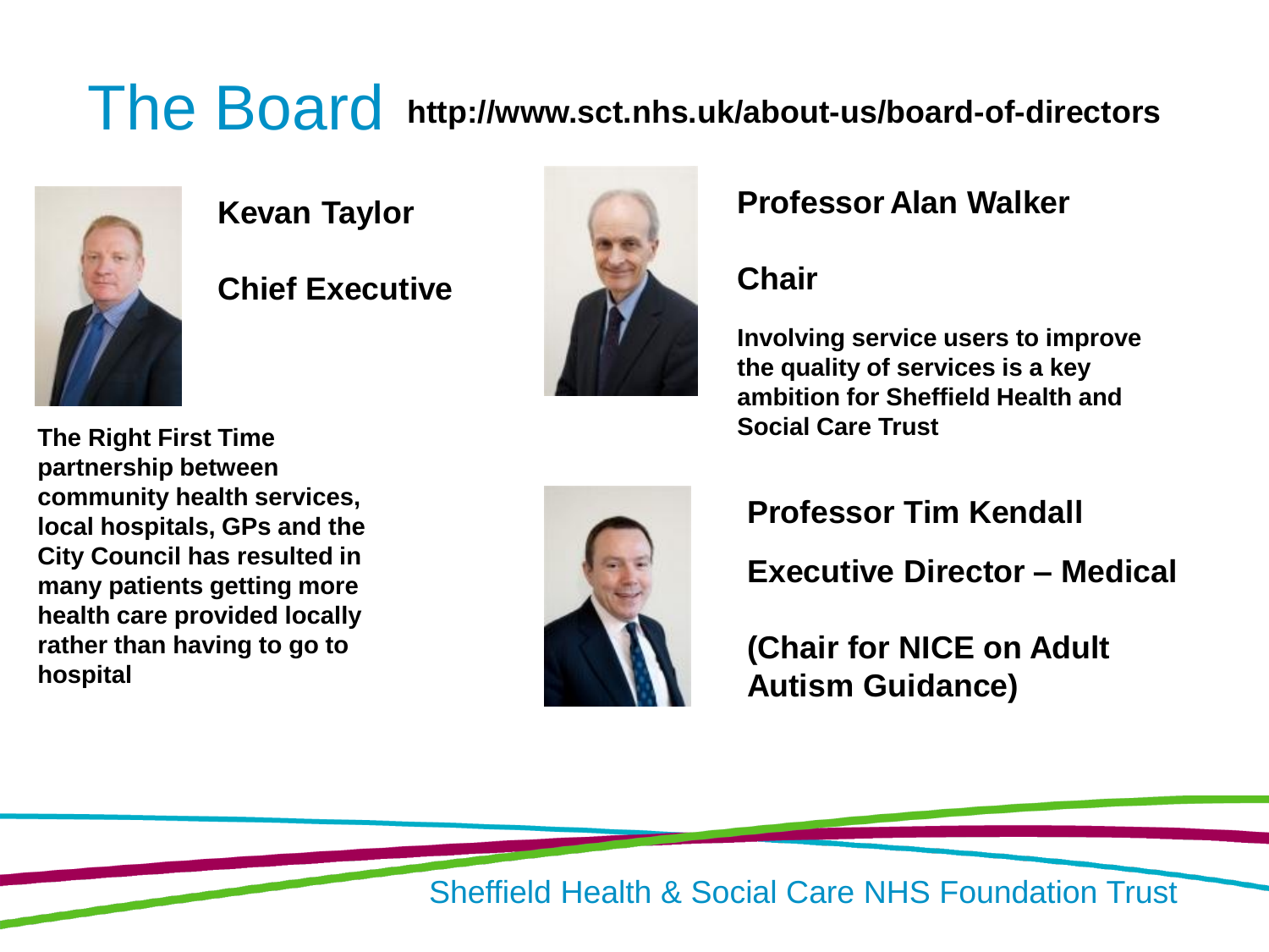# The Board http://www.sct.nhs.uk/about-us/board-of-directors

**Kevan Taylor**

**Chief Executive**

**The Right First Time partnership between community health services, local hospitals, GPs and the City Council has resulted in many patients getting more health care provided locally rather than having to go to hospital**

**Professor Alan Walker**

**Chair**

**Involving service users to improve the quality of services is a key ambition for Sheffield Health and Social Care Trust**

**Professor Tim Kendall**

**Executive Director – Medical**

**(Chair for NICE on Adult Autism Guidance)**

Sheffield Health & Social Care NHS Foundation Trust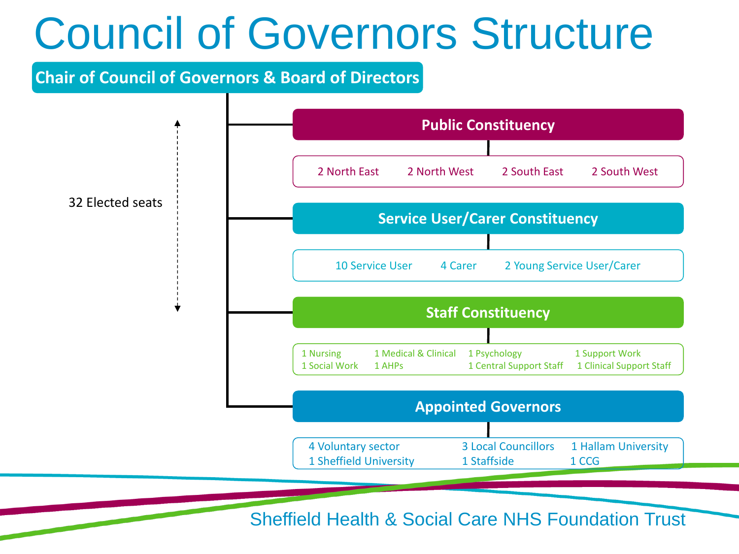# Council of Governors Structure

**Chair of Council of Governors & Board of Directors**

32 Elected seats

## Public Constituency

2 North East | 2 North West | 2 South East | 2 South West

## Service User/Carer Constituency

10 Service User | 4 Carer | 2 Young Service User/Carer

## Staff Constituency

- 1 Nursing
- 1 Social Work
- 1 Medical & Clinical
- 1 AHPs
- 1 Psychology
- 1 Central Support Staff
- 1 Support Work
- 1 Clinical Support Staff

## Appointed Governors

- 4 Voluntary sector
- 1 Sheffield University
- 3 Local Councillors
- 1 Staffside
- 1 Hallam University
- 1 CCG

Sheffield Health & Social Care NHS Foundation Trust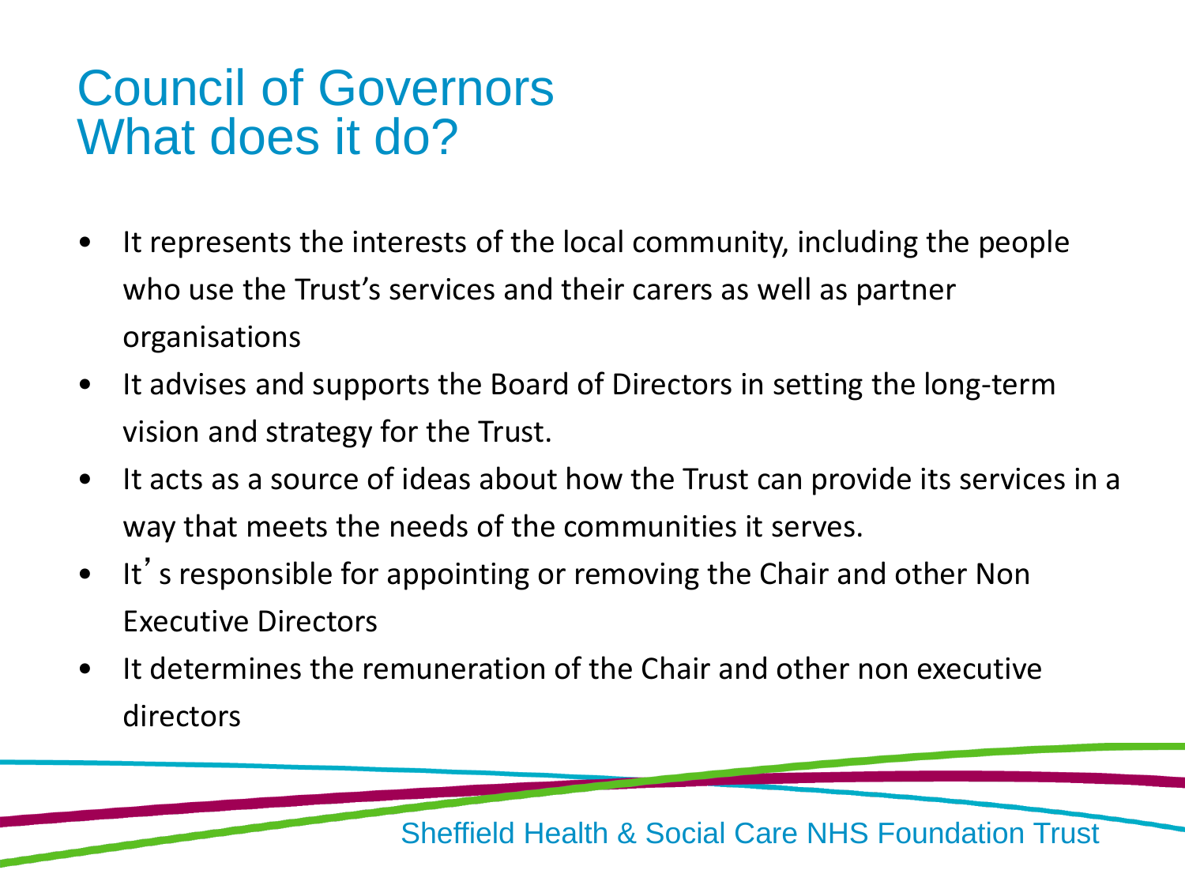# Council of Governors
# What does it do?

- It represents the interests of the local community, including the people who use the Trust's services and their carers as well as partner organisations
- It advises and supports the Board of Directors in setting the long-term vision and strategy for the Trust.
- It acts as a source of ideas about how the Trust can provide its services in a way that meets the needs of the communities it serves.
- It's responsible for appointing or removing the Chair and other Non Executive Directors
- It determines the remuneration of the Chair and other non executive directors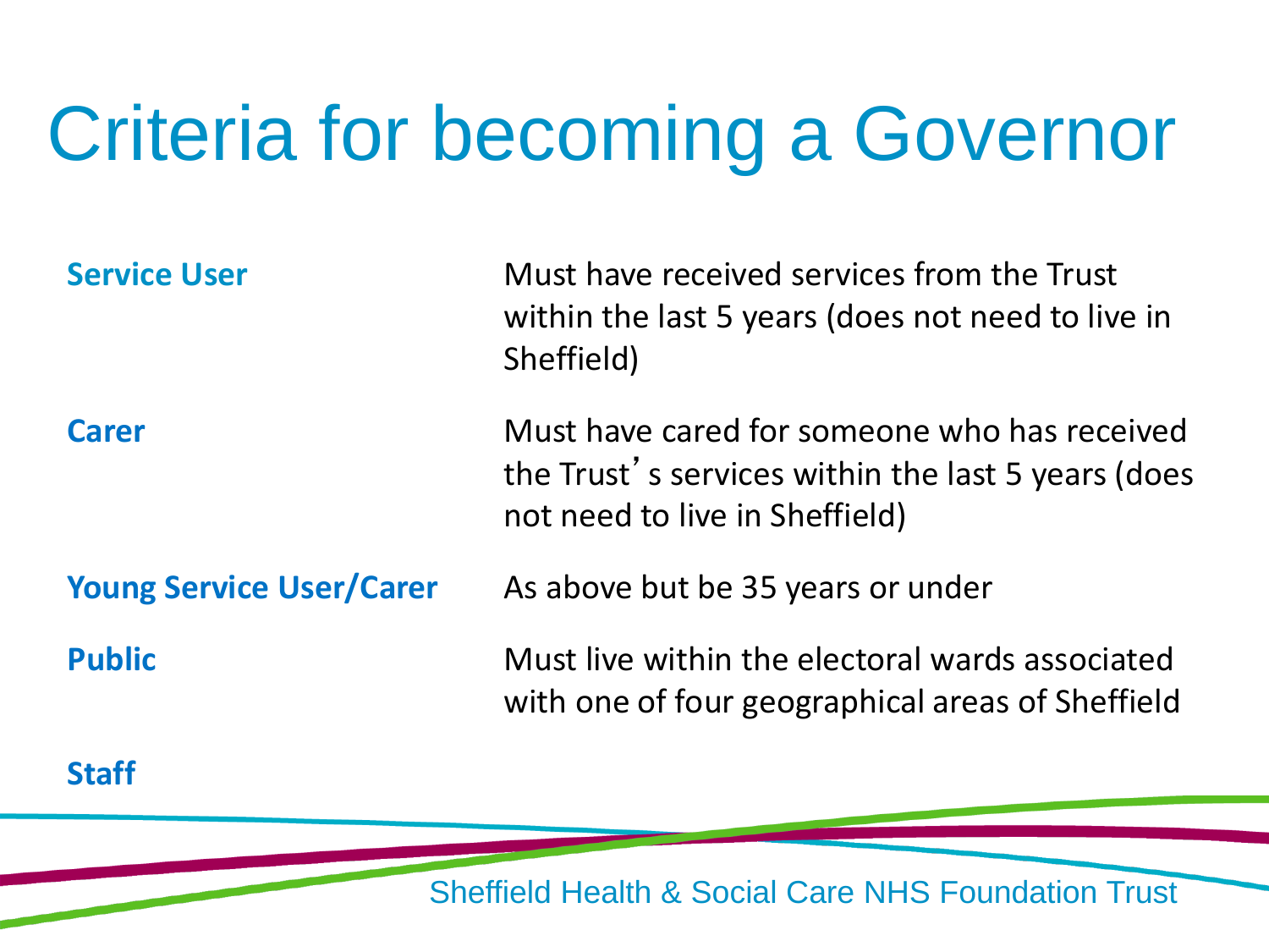# Criteria for becoming a Governor

| | |
|---|---|
| **Service User** | Must have received services from the Trust within the last 5 years (does not need to live in Sheffield) |
| **Carer** | Must have cared for someone who has received the Trust's services within the last 5 years (does not need to live in Sheffield) |
| **Young Service User/Carer** | As above but be 35 years or under |
| **Public** | Must live within the electoral wards associated with one of four geographical areas of Sheffield |
| **Staff** | |

Sheffield Health & Social Care NHS Foundation Trust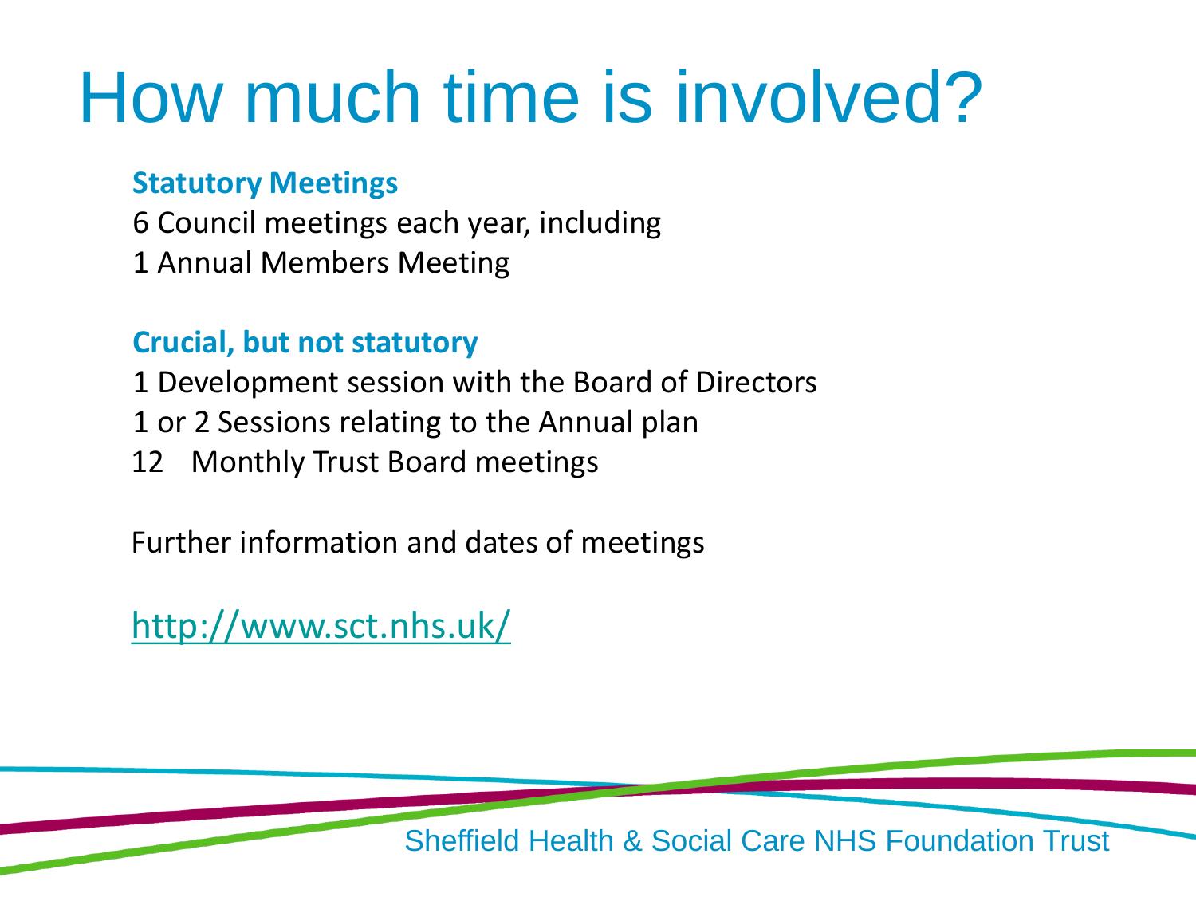# How much time is involved?

**Statutory Meetings**

6 Council meetings each year, including

1 Annual Members Meeting

**Crucial, but not statutory**

1 Development session with the Board of Directors

1 or 2 Sessions relating to the Annual plan

12 Monthly Trust Board meetings

Further information and dates of meetings

http://www.sct.nhs.uk/

Sheffield Health & Social Care NHS Foundation Trust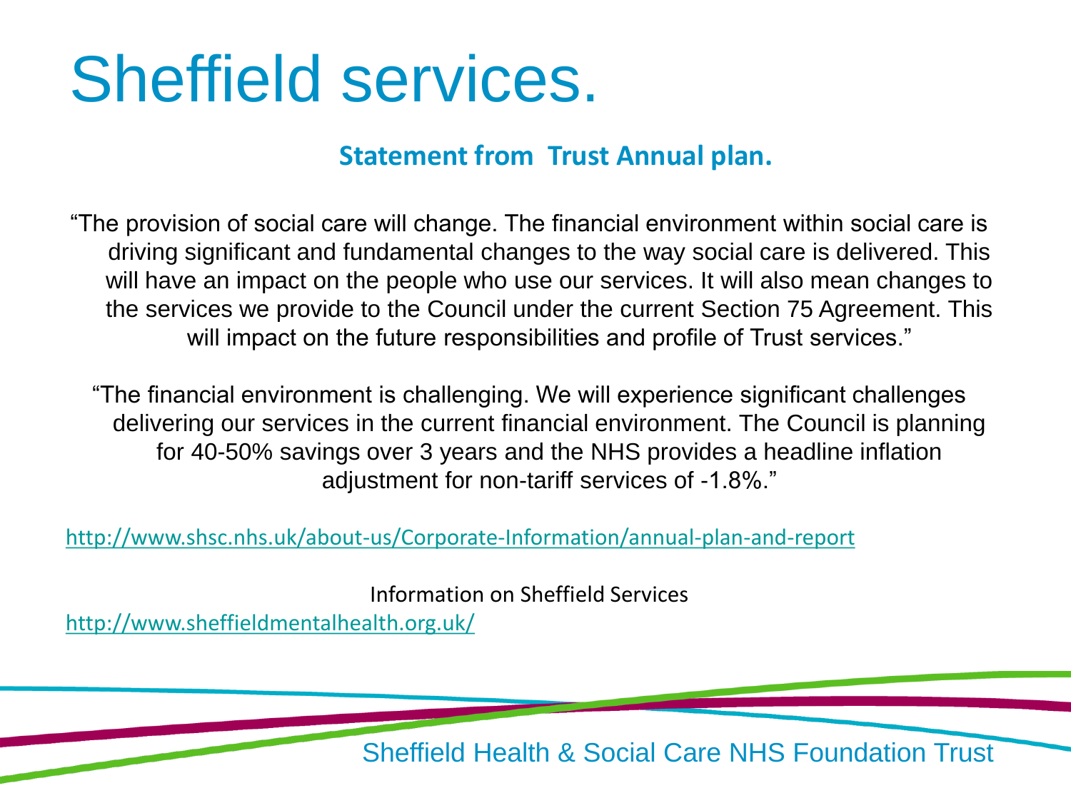# Sheffield services.

**Statement from Trust Annual plan.**

"The provision of social care will change. The financial environment within social care is driving significant and fundamental changes to the way social care is delivered. This will have an impact on the people who use our services. It will also mean changes to the services we provide to the Council under the current Section 75 Agreement. This will impact on the future responsibilities and profile of Trust services."

"The financial environment is challenging. We will experience significant challenges delivering our services in the current financial environment. The Council is planning for 40-50% savings over 3 years and the NHS provides a headline inflation adjustment for non-tariff services of -1.8%."

http://www.shsc.nhs.uk/about-us/Corporate-Information/annual-plan-and-report

Information on Sheffield Services

http://www.sheffieldmentalhealth.org.uk/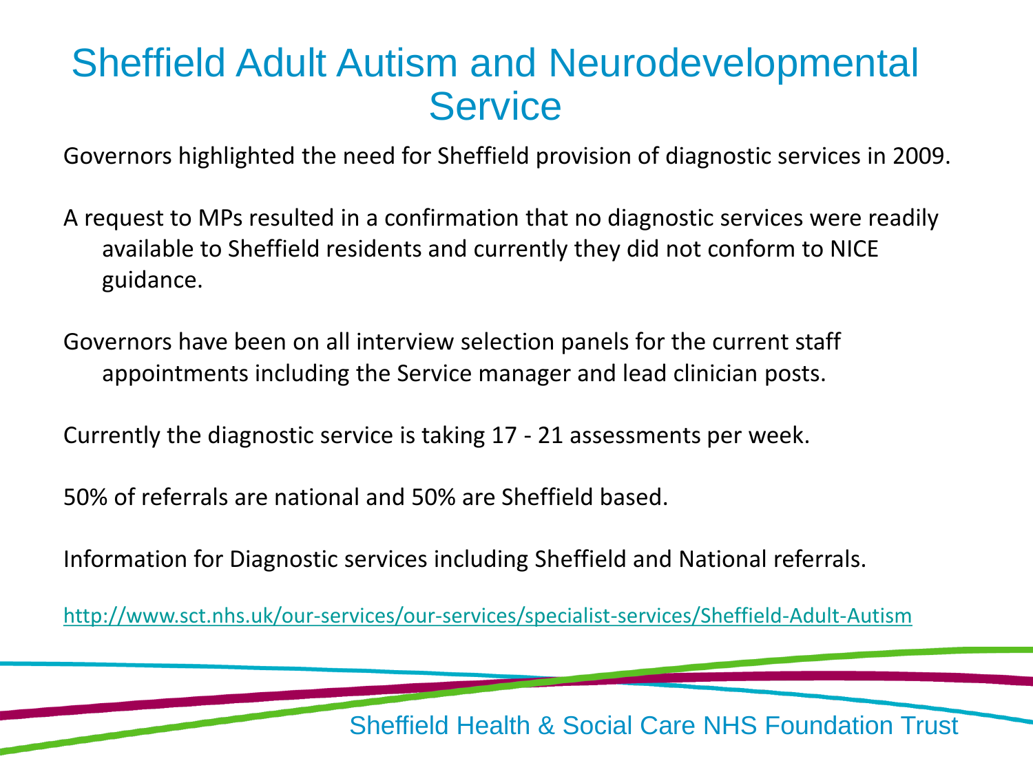# Sheffield Adult Autism and Neurodevelopmental Service

Governors highlighted the need for Sheffield provision of diagnostic services in 2009.

A request to MPs resulted in a confirmation that no diagnostic services were readily available to Sheffield residents and currently they did not conform to NICE guidance.

Governors have been on all interview selection panels for the current staff appointments including the Service manager and lead clinician posts.

Currently the diagnostic service is taking 17 - 21 assessments per week.

50% of referrals are national and 50% are Sheffield based.

Information for Diagnostic services including Sheffield and National referrals.

http://www.sct.nhs.uk/our-services/our-services/specialist-services/Sheffield-Adult-Autism

Sheffield Health & Social Care NHS Foundation Trust